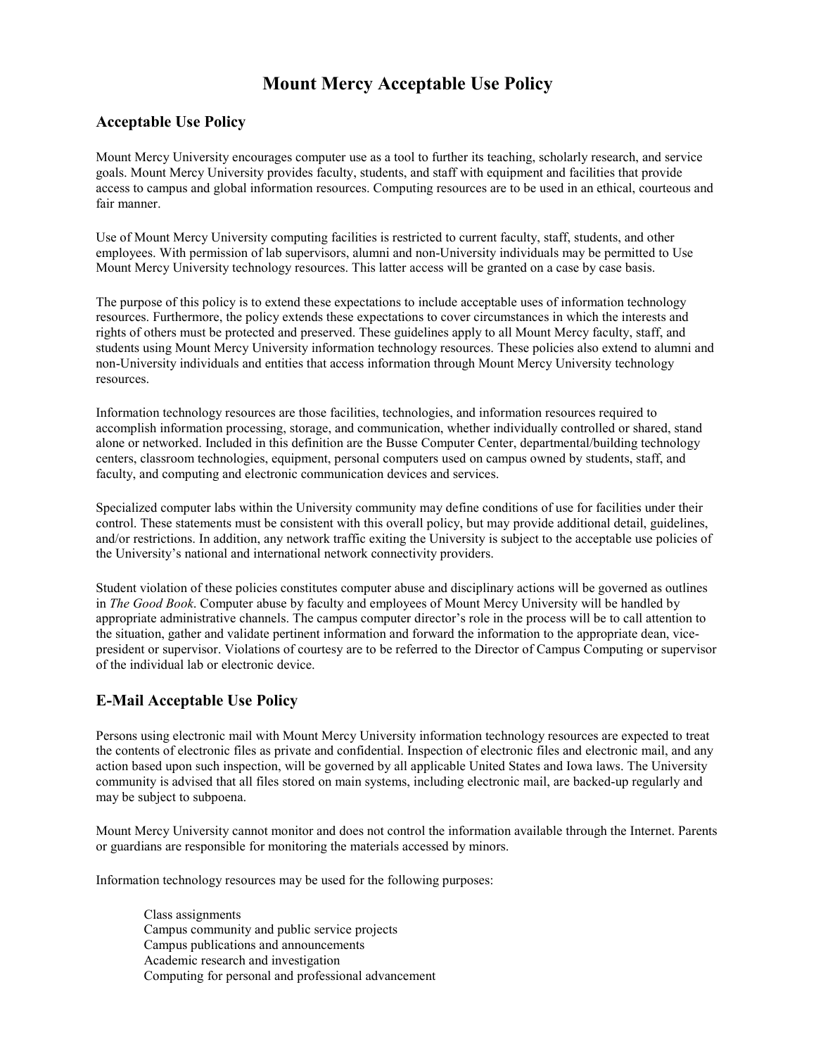# Mount Mercy Acceptable Use Policy

## Acceptable Use Policy

Mount Mercy University encourages computer use as a tool to further its teaching, scholarly research, and service goals. Mount Mercy University provides faculty, students, and staff with equipment and facilities that provide access to campus and global information resources. Computing resources are to be used in an ethical, courteous and fair manner.

Use of Mount Mercy University computing facilities is restricted to current faculty, staff, students, and other employees. With permission of lab supervisors, alumni and non-University individuals may be permitted to Use Mount Mercy University technology resources. This latter access will be granted on a case by case basis.

The purpose of this policy is to extend these expectations to include acceptable uses of information technology resources. Furthermore, the policy extends these expectations to cover circumstances in which the interests and rights of others must be protected and preserved. These guidelines apply to all Mount Mercy faculty, staff, and students using Mount Mercy University information technology resources. These policies also extend to alumni and non-University individuals and entities that access information through Mount Mercy University technology resources.

Information technology resources are those facilities, technologies, and information resources required to accomplish information processing, storage, and communication, whether individually controlled or shared, stand alone or networked. Included in this definition are the Busse Computer Center, departmental/building technology centers, classroom technologies, equipment, personal computers used on campus owned by students, staff, and faculty, and computing and electronic communication devices and services.

Specialized computer labs within the University community may define conditions of use for facilities under their control. These statements must be consistent with this overall policy, but may provide additional detail, guidelines, and/or restrictions. In addition, any network traffic exiting the University is subject to the acceptable use policies of the University's national and international network connectivity providers.

Student violation of these policies constitutes computer abuse and disciplinary actions will be governed as outlines in *The Good Book*. Computer abuse by faculty and employees of Mount Mercy University will be handled by appropriate administrative channels. The campus computer director's role in the process will be to call attention to the situation, gather and validate pertinent information and forward the information to the appropriate dean, vice-president or supervisor. Violations of courtesy are to be referred to the Director of Campus Computing or supervisor of the individual lab or electronic device.

## E-Mail Acceptable Use Policy

Persons using electronic mail with Mount Mercy University information technology resources are expected to treat the contents of electronic files as private and confidential. Inspection of electronic files and electronic mail, and any action based upon such inspection, will be governed by all applicable United States and Iowa laws. The University community is advised that all files stored on main systems, including electronic mail, are backed-up regularly and may be subject to subpoena.

Mount Mercy University cannot monitor and does not control the information available through the Internet. Parents or guardians are responsible for monitoring the materials accessed by minors.

Information technology resources may be used for the following purposes:

- Class assignments
- Campus community and public service projects
- Campus publications and announcements
- Academic research and investigation
- Computing for personal and professional advancement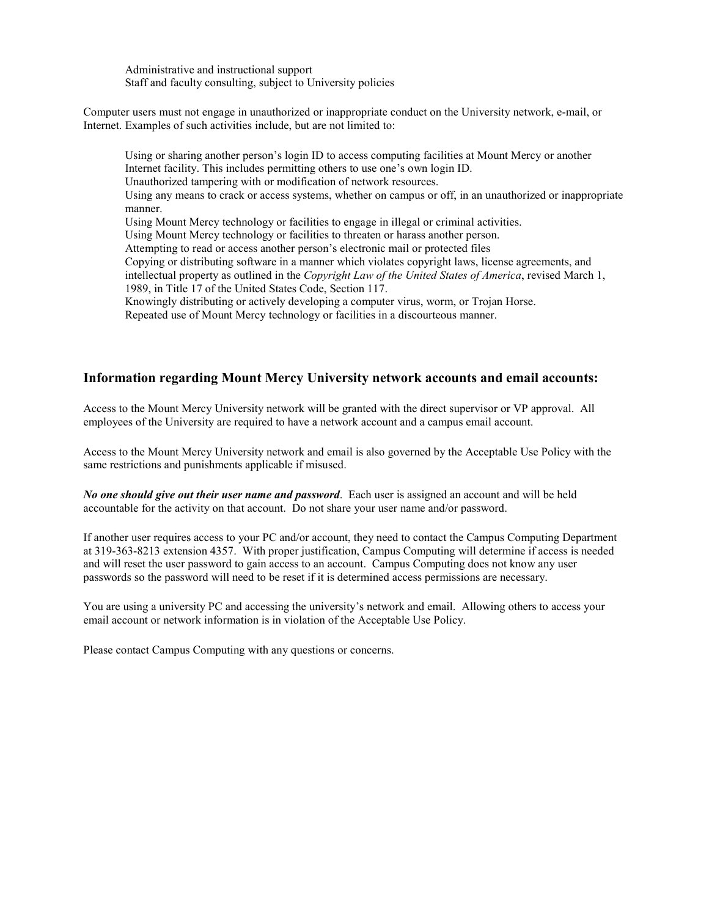Administrative and instructional support
Staff and faculty consulting, subject to University policies

Computer users must not engage in unauthorized or inappropriate conduct on the University network, e-mail, or Internet. Examples of such activities include, but are not limited to:

- Using or sharing another person's login ID to access computing facilities at Mount Mercy or another Internet facility. This includes permitting others to use one's own login ID.
- Unauthorized tampering with or modification of network resources.
- Using any means to crack or access systems, whether on campus or off, in an unauthorized or inappropriate manner.
- Using Mount Mercy technology or facilities to engage in illegal or criminal activities.
- Using Mount Mercy technology or facilities to threaten or harass another person.
- Attempting to read or access another person's electronic mail or protected files
- Copying or distributing software in a manner which violates copyright laws, license agreements, and intellectual property as outlined in the *Copyright Law of the United States of America*, revised March 1, 1989, in Title 17 of the United States Code, Section 117.
- Knowingly distributing or actively developing a computer virus, worm, or Trojan Horse.
- Repeated use of Mount Mercy technology or facilities in a discourteous manner.

## Information regarding Mount Mercy University network accounts and email accounts:

Access to the Mount Mercy University network will be granted with the direct supervisor or VP approval. All employees of the University are required to have a network account and a campus email account.

Access to the Mount Mercy University network and email is also governed by the Acceptable Use Policy with the same restrictions and punishments applicable if misused.

***No one should give out their user name and password***. Each user is assigned an account and will be held accountable for the activity on that account. Do not share your user name and/or password.

If another user requires access to your PC and/or account, they need to contact the Campus Computing Department at 319-363-8213 extension 4357. With proper justification, Campus Computing will determine if access is needed and will reset the user password to gain access to an account. Campus Computing does not know any user passwords so the password will need to be reset if it is determined access permissions are necessary.

You are using a university PC and accessing the university's network and email. Allowing others to access your email account or network information is in violation of the Acceptable Use Policy.

Please contact Campus Computing with any questions or concerns.